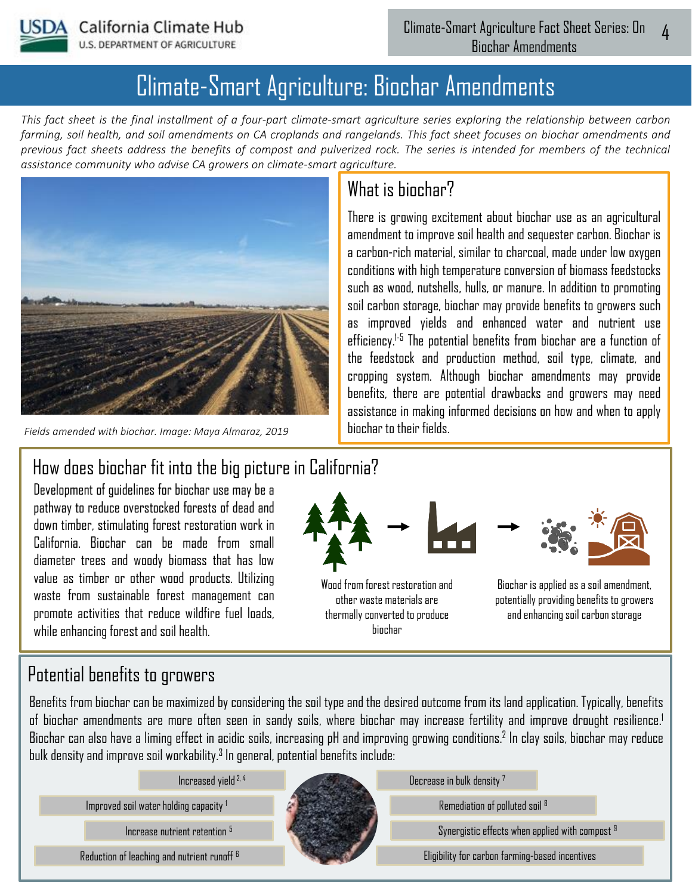# Climate-Smart Agriculture: Biochar Amendments

*This fact sheet is the final installment of a four-part climate-smart agriculture series exploring the relationship between carbon farming, soil health, and soil amendments on CA croplands and rangelands. This fact sheet focuses on biochar amendments and previous fact sheets address the benefits of compost and pulverized rock. The series is intended for members of the technical assistance community who advise CA growers on climate-smart agriculture.*

*Fields amended with biochar. Image: Maya Almaraz, 2019*

## What is biochar?

There is growing excitement about biochar use as an agricultural amendment to improve soil health and sequester carbon. Biochar is a carbon-rich material, similar to charcoal, made under low oxygen conditions with high temperature conversion of biomass feedstocks such as wood, nutshells, hulls, or manure. In addition to promoting soil carbon storage, biochar may provide benefits to growers such as improved yields and enhanced water and nutrient use efficiency.[1-5] The potential benefits from biochar are a function of the feedstock and production method, soil type, climate, and cropping system. Although biochar amendments may provide benefits, there are potential drawbacks and growers may need assistance in making informed decisions on how and when to apply biochar to their fields.

## How does biochar fit into the big picture in California?

Development of guidelines for biochar use may be a pathway to reduce overstocked forests of dead and down timber, stimulating forest restoration work in California. Biochar can be made from small diameter trees and woody biomass that has low value as timber or other wood products. Utilizing waste from sustainable forest management can promote activities that reduce wildfire fuel loads, while enhancing forest and soil health.

Wood from forest restoration and other waste materials are thermally converted to produce biochar

Biochar is applied as a soil amendment, potentially providing benefits to growers and enhancing soil carbon storage

## Potential benefits to growers

Benefits from biochar can be maximized by considering the soil type and the desired outcome from its land application. Typically, benefits of biochar amendments are more often seen in sandy soils, where biochar may increase fertility and improve drought resilience.[1] Biochar can also have a liming effect in acidic soils, increasing pH and improving growing conditions.[2] In clay soils, biochar may reduce bulk density and improve soil workability.[3] In general, potential benefits include:

- Increased yield [2, 4]
- Improved soil water holding capacity [1]
- Increase nutrient retention [5]
- Reduction of leaching and nutrient runoff [6]
- Decrease in bulk density [7]
- Remediation of polluted soil [8]
- Synergistic effects when applied with compost [9]
- Eligibility for carbon farming-based incentives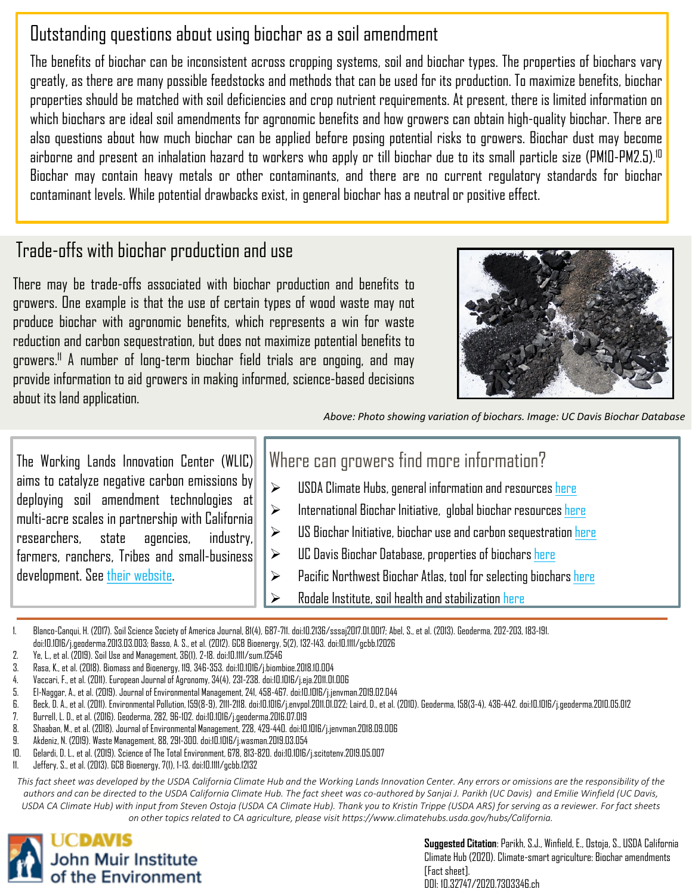## Outstanding questions about using biochar as a soil amendment

The benefits of biochar can be inconsistent across cropping systems, soil and biochar types. The properties of biochars vary greatly, as there are many possible feedstocks and methods that can be used for its production. To maximize benefits, biochar properties should be matched with soil deficiencies and crop nutrient requirements. At present, there is limited information on which biochars are ideal soil amendments for agronomic benefits and how growers can obtain high-quality biochar. There are also questions about how much biochar can be applied before posing potential risks to growers. Biochar dust may become airborne and present an inhalation hazard to workers who apply or till biochar due to its small particle size (PM10-PM2.5).[10] Biochar may contain heavy metals or other contaminants, and there are no current regulatory standards for biochar contaminant levels. While potential drawbacks exist, in general biochar has a neutral or positive effect.

## Trade-offs with biochar production and use

There may be trade-offs associated with biochar production and benefits to growers. One example is that the use of certain types of wood waste may not produce biochar with agronomic benefits, which represents a win for waste reduction and carbon sequestration, but does not maximize potential benefits to growers.[11] A number of long-term biochar field trials are ongoing, and may provide information to aid growers in making informed, science-based decisions about its land application.

*Above: Photo showing variation of biochars. Image: UC Davis Biochar Database*

The Working Lands Innovation Center (WLIC) aims to catalyze negative carbon emissions by deploying soil amendment technologies at multi-acre scales in partnership with California researchers, state agencies, industry, farmers, ranchers, Tribes and small-business development. See their website.

## Where can growers find more information?

- USDA Climate Hubs, general information and resources here
- International Biochar Initiative, global biochar resources here
- US Biochar Initiative, biochar use and carbon sequestration here
- UC Davis Biochar Database, properties of biochars here
- Pacific Northwest Biochar Atlas, tool for selecting biochars here
- Rodale Institute, soil health and stabilization here

1. Blanco-Canqui, H. (2017). Soil Science Society of America Journal, 81(4), 687-711. doi:10.2136/sssaj2017.01.0017; Abel, S., et al. (2013). Geoderma, 202-203, 183-191. doi:10.1016/j.geoderma.2013.03.003; Basso, A. S., et al. (2012). GCB Bioenergy, 5(2), 132-143. doi:10.1111/gcbb.12026
2. Ye, L., et al. (2019). Soil Use and Management, 36(1), 2-18. doi:10.1111/sum.12546
3. Rasa, K., et al. (2018). Biomass and Bioenergy, 119, 346-353. doi:10.1016/j.biombioe.2018.10.004
4. Vaccari, F., et al. (2011). European Journal of Agronomy, 34(4), 231-238. doi:10.1016/j.eja.2011.01.006
5. El-Naggar, A., et al. (2019). Journal of Environmental Management, 241, 458-467. doi:10.1016/j.jenvman.2019.02.044
6. Beck, D. A., et al. (2011). Environmental Pollution, 159(8-9), 2111-2118. doi:10.1016/j.envpol.2011.01.022; Laird, D., et al. (2010). Geoderma, 158(3-4), 436-442. doi:10.1016/j.geoderma.2010.05.012
7. Burrell, L. D., et al. (2016). Geoderma, 282, 96-102. doi:10.1016/j.geoderma.2016.07.019
8. Shaaban, M., et al. (2018). Journal of Environmental Management, 228, 429-440. doi:10.1016/j.jenvman.2018.09.006
9. Akdeniz, N. (2019). Waste Management, 88, 291-300. doi:10.1016/j.wasman.2019.03.054
10. Gelardi, D. L., et al. (2019). Science of The Total Environment, 678, 813-820. doi:10.1016/j.scitotenv.2019.05.007
11. Jeffery, S., et al. (2013). GCB Bioenergy, 7(1), 1-13. doi:10.1111/gcbb.12132

*This fact sheet was developed by the USDA California Climate Hub and the Working Lands Innovation Center. Any errors or omissions are the responsibility of the authors and can be directed to the USDA California Climate Hub. The fact sheet was co-authored by Sanjai J. Parikh (UC Davis) and Emilie Winfield (UC Davis, USDA CA Climate Hub) with input from Steven Ostoja (USDA CA Climate Hub). Thank you to Kristin Trippe (USDA ARS) for serving as a reviewer. For fact sheets on other topics related to CA agriculture, please visit https://www.climatehubs.usda.gov/hubs/California.*

UC DAVIS John Muir Institute of the Environment

**Suggested Citation**: Parikh, S.J., Winfield, E., Ostoja, S., USDA California Climate Hub (2020). Climate-smart agriculture: Biochar amendments [Fact sheet]. DOI: 10.32747/2020.7303346.ch